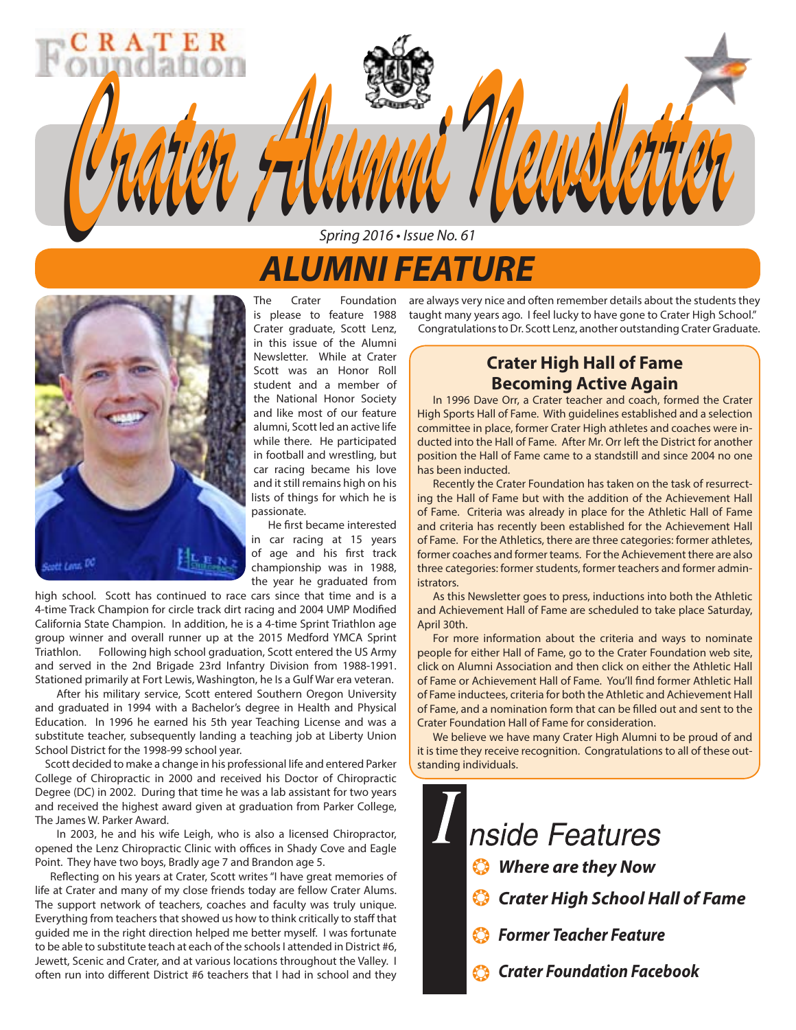# Crater Alumni Newsletter

*Spring 2016 • Issue No. 61*

## ALUMNI FEATURE

The Crater Foundation is please to feature 1988 Crater graduate, Scott Lenz, in this issue of the Alumni Newsletter. While at Crater Scott was an Honor Roll student and a member of the National Honor Society and like most of our feature alumni, Scott led an active life while there. He participated in football and wrestling, but car racing became his love and it still remains high on his lists of things for which he is passionate.

He first became interested in car racing at 15 years of age and his first track championship was in 1988, the year he graduated from high school. Scott has continued to race cars since that time and is a 4-time Track Champion for circle track dirt racing and 2004 UMP Modified California State Champion. In addition, he is a 4-time Sprint Triathlon age group winner and overall runner up at the 2015 Medford YMCA Sprint Triathlon. Following high school graduation, Scott entered the US Army and served in the 2nd Brigade 23rd Infantry Division from 1988-1991. Stationed primarily at Fort Lewis, Washington, he Is a Gulf War era veteran.

After his military service, Scott entered Southern Oregon University and graduated in 1994 with a Bachelor's degree in Health and Physical Education. In 1996 he earned his 5th year Teaching License and was a substitute teacher, subsequently landing a teaching job at Liberty Union School District for the 1998-99 school year.

Scott decided to make a change in his professional life and entered Parker College of Chiropractic in 2000 and received his Doctor of Chiropractic Degree (DC) in 2002. During that time he was a lab assistant for two years and received the highest award given at graduation from Parker College, The James W. Parker Award.

In 2003, he and his wife Leigh, who is also a licensed Chiropractor, opened the Lenz Chiropractic Clinic with offices in Shady Cove and Eagle Point. They have two boys, Bradly age 7 and Brandon age 5.

Reflecting on his years at Crater, Scott writes "I have great memories of life at Crater and many of my close friends today are fellow Crater Alums. The support network of teachers, coaches and faculty was truly unique. Everything from teachers that showed us how to think critically to staff that guided me in the right direction helped me better myself. I was fortunate to be able to substitute teach at each of the schools I attended in District #6, Jewett, Scenic and Crater, and at various locations throughout the Valley. I often run into different District #6 teachers that I had in school and they are always very nice and often remember details about the students they taught many years ago. I feel lucky to have gone to Crater High School."

Congratulations to Dr. Scott Lenz, another outstanding Crater Graduate.

### Crater High Hall of Fame Becoming Active Again

In 1996 Dave Orr, a Crater teacher and coach, formed the Crater High Sports Hall of Fame. With guidelines established and a selection committee in place, former Crater High athletes and coaches were inducted into the Hall of Fame. After Mr. Orr left the District for another position the Hall of Fame came to a standstill and since 2004 no one has been inducted.

Recently the Crater Foundation has taken on the task of resurrecting the Hall of Fame but with the addition of the Achievement Hall of Fame. Criteria was already in place for the Athletic Hall of Fame and criteria has recently been established for the Achievement Hall of Fame. For the Athletics, there are three categories: former athletes, former coaches and former teams. For the Achievement there are also three categories: former students, former teachers and former administrators.

As this Newsletter goes to press, inductions into both the Athletic and Achievement Hall of Fame are scheduled to take place Saturday, April 30th.

For more information about the criteria and ways to nominate people for either Hall of Fame, go to the Crater Foundation web site, click on Alumni Association and then click on either the Athletic Hall of Fame or Achievement Hall of Fame. You'll find former Athletic Hall of Fame inductees, criteria for both the Athletic and Achievement Hall of Fame, and a nomination form that can be filled out and sent to the Crater Foundation Hall of Fame for consideration.

We believe we have many Crater High Alumni to be proud of and it is time they receive recognition. Congratulations to all of these outstanding individuals.

### Inside Features

- ***Where are they Now***
- ***Crater High School Hall of Fame***
- ***Former Teacher Feature***
- ***Crater Foundation Facebook***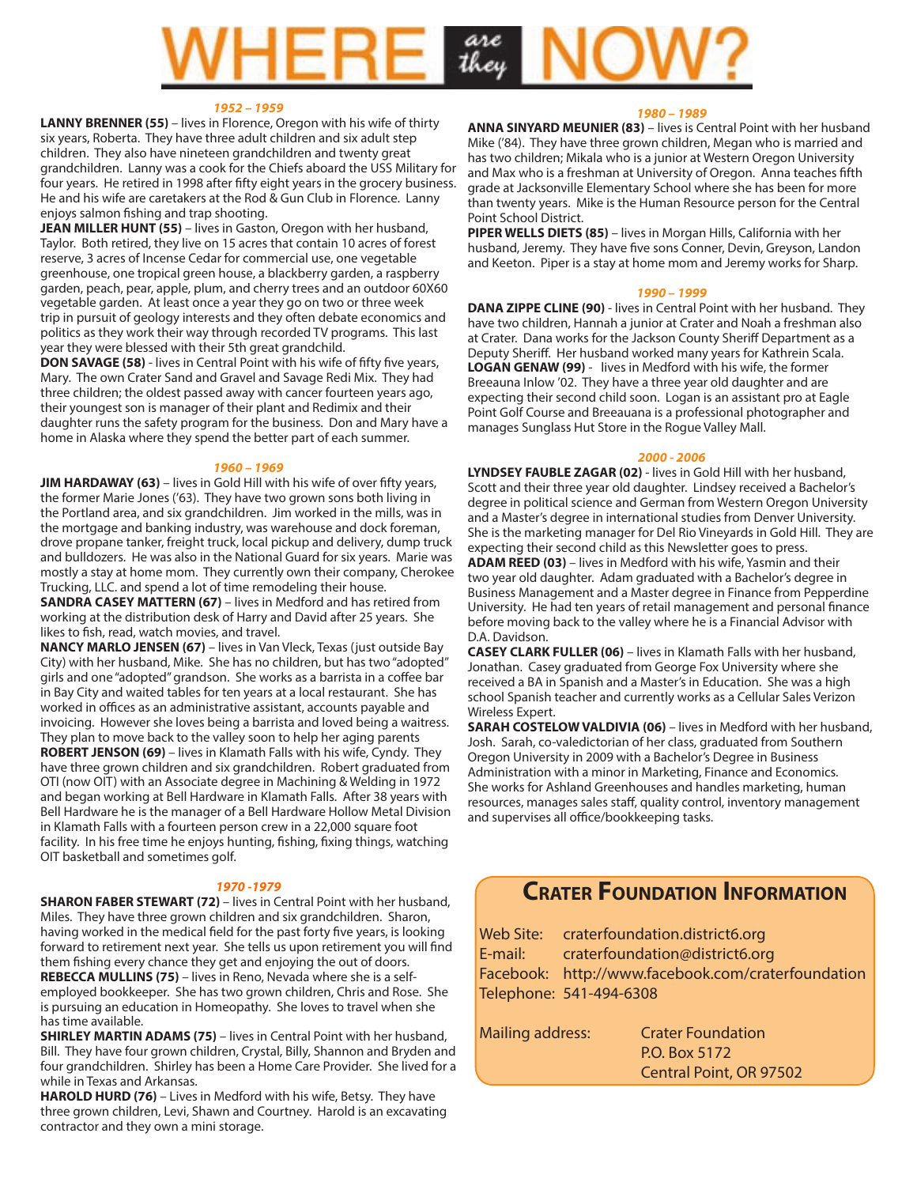# WHERE *are they* NOW?

### *1952 – 1959*

**LANNY BRENNER (55)** – lives in Florence, Oregon with his wife of thirty six years, Roberta. They have three adult children and six adult step children. They also have nineteen grandchildren and twenty great grandchildren. Lanny was a cook for the Chiefs aboard the USS Military for four years. He retired in 1998 after fifty eight years in the grocery business. He and his wife are caretakers at the Rod & Gun Club in Florence. Lanny enjoys salmon fishing and trap shooting.

**JEAN MILLER HUNT (55)** – lives in Gaston, Oregon with her husband, Taylor. Both retired, they live on 15 acres that contain 10 acres of forest reserve, 3 acres of Incense Cedar for commercial use, one vegetable greenhouse, one tropical green house, a blackberry garden, a raspberry garden, peach, pear, apple, plum, and cherry trees and an outdoor 60X60 vegetable garden. At least once a year they go on two or three week trip in pursuit of geology interests and they often debate economics and politics as they work their way through recorded TV programs. This last year they were blessed with their 5th great grandchild.

**DON SAVAGE (58)** - lives in Central Point with his wife of fifty five years, Mary. The own Crater Sand and Gravel and Savage Redi Mix. They had three children; the oldest passed away with cancer fourteen years ago, their youngest son is manager of their plant and Redimix and their daughter runs the safety program for the business. Don and Mary have a home in Alaska where they spend the better part of each summer.

### *1960 – 1969*

**JIM HARDAWAY (63)** – lives in Gold Hill with his wife of over fifty years, the former Marie Jones ('63). They have two grown sons both living in the Portland area, and six grandchildren. Jim worked in the mills, was in the mortgage and banking industry, was warehouse and dock foreman, drove propane tanker, freight truck, local pickup and delivery, dump truck and bulldozers. He was also in the National Guard for six years. Marie was mostly a stay at home mom. They currently own their company, Cherokee Trucking, LLC. and spend a lot of time remodeling their house.

**SANDRA CASEY MATTERN (67)** – lives in Medford and has retired from working at the distribution desk of Harry and David after 25 years. She likes to fish, read, watch movies, and travel.

**NANCY MARLO JENSEN (67)** – lives in Van Vleck, Texas (just outside Bay City) with her husband, Mike. She has no children, but has two "adopted" girls and one "adopted" grandson. She works as a barrista in a coffee bar in Bay City and waited tables for ten years at a local restaurant. She has worked in offices as an administrative assistant, accounts payable and invoicing. However she loves being a barrista and loved being a waitress. They plan to move back to the valley soon to help her aging parents

**ROBERT JENSON (69)** – lives in Klamath Falls with his wife, Cyndy. They have three grown children and six grandchildren. Robert graduated from OTI (now OIT) with an Associate degree in Machining & Welding in 1972 and began working at Bell Hardware in Klamath Falls. After 38 years with Bell Hardware he is the manager of a Bell Hardware Hollow Metal Division in Klamath Falls with a fourteen person crew in a 22,000 square foot facility. In his free time he enjoys hunting, fishing, fixing things, watching OIT basketball and sometimes golf.

### *1970 -1979*

**SHARON FABER STEWART (72)** – lives in Central Point with her husband, Miles. They have three grown children and six grandchildren. Sharon, having worked in the medical field for the past forty five years, is looking forward to retirement next year. She tells us upon retirement you will find them fishing every chance they get and enjoying the out of doors.

**REBECCA MULLINS (75)** – lives in Reno, Nevada where she is a self-employed bookkeeper. She has two grown children, Chris and Rose. She is pursuing an education in Homeopathy. She loves to travel when she has time available.

**SHIRLEY MARTIN ADAMS (75)** – lives in Central Point with her husband, Bill. They have four grown children, Crystal, Billy, Shannon and Bryden and four grandchildren. Shirley has been a Home Care Provider. She lived for a while in Texas and Arkansas.

**HAROLD HURD (76)** – Lives in Medford with his wife, Betsy. They have three grown children, Levi, Shawn and Courtney. Harold is an excavating contractor and they own a mini storage.

### *1980 – 1989*

**ANNA SINYARD MEUNIER (83)** – lives is Central Point with her husband Mike ('84). They have three grown children, Megan who is married and has two children; Mikala who is a junior at Western Oregon University and Max who is a freshman at University of Oregon. Anna teaches fifth grade at Jacksonville Elementary School where she has been for more than twenty years. Mike is the Human Resource person for the Central Point School District.

**PIPER WELLS DIETS (85)** – lives in Morgan Hills, California with her husband, Jeremy. They have five sons Conner, Devin, Greyson, Landon and Keeton. Piper is a stay at home mom and Jeremy works for Sharp.

### *1990 – 1999*

**DANA ZIPPE CLINE (90)** - lives in Central Point with her husband. They have two children, Hannah a junior at Crater and Noah a freshman also at Crater. Dana works for the Jackson County Sheriff Department as a Deputy Sheriff. Her husband worked many years for Kathrein Scala.

**LOGAN GENAW (99)** - lives in Medford with his wife, the former Breeauna Inlow '02. They have a three year old daughter and are expecting their second child soon. Logan is an assistant pro at Eagle Point Golf Course and Breeauana is a professional photographer and manages Sunglass Hut Store in the Rogue Valley Mall.

### *2000 - 2006*

**LYNDSEY FAUBLE ZAGAR (02)** - lives in Gold Hill with her husband, Scott and their three year old daughter. Lindsey received a Bachelor's degree in political science and German from Western Oregon University and a Master's degree in international studies from Denver University. She is the marketing manager for Del Rio Vineyards in Gold Hill. They are expecting their second child as this Newsletter goes to press.

**ADAM REED (03)** – lives in Medford with his wife, Yasmin and their two year old daughter. Adam graduated with a Bachelor's degree in Business Management and a Master degree in Finance from Pepperdine University. He had ten years of retail management and personal finance before moving back to the valley where he is a Financial Advisor with D.A. Davidson.

**CASEY CLARK FULLER (06)** – lives in Klamath Falls with her husband, Jonathan. Casey graduated from George Fox University where she received a BA in Spanish and a Master's in Education. She was a high school Spanish teacher and currently works as a Cellular Sales Verizon Wireless Expert.

**SARAH COSTELOW VALDIVIA (06)** – lives in Medford with her husband, Josh. Sarah, co-valedictorian of her class, graduated from Southern Oregon University in 2009 with a Bachelor's Degree in Business Administration with a minor in Marketing, Finance and Economics. She works for Ashland Greenhouses and handles marketing, human resources, manages sales staff, quality control, inventory management and supervises all office/bookkeeping tasks.

## Crater Foundation Information

Web Site: craterfoundation.district6.org
E-mail: craterfoundation@district6.org
Facebook: http://www.facebook.com/craterfoundation
Telephone: 541-494-6308

Mailing address:
Crater Foundation
P.O. Box 5172
Central Point, OR 97502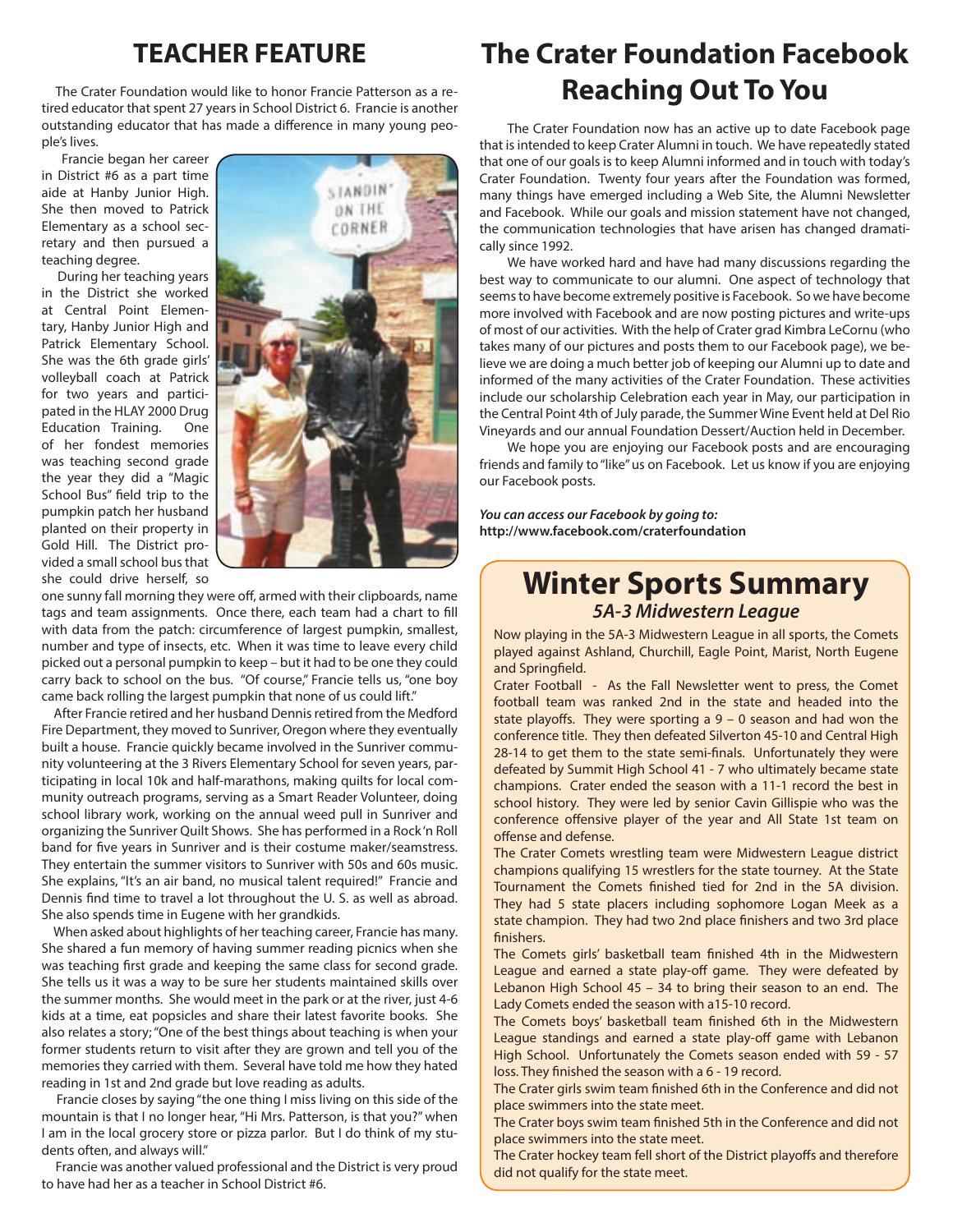## TEACHER FEATURE

The Crater Foundation would like to honor Francie Patterson as a retired educator that spent 27 years in School District 6. Francie is another outstanding educator that has made a difference in many young people's lives.

Francie began her career in District #6 as a part time aide at Hanby Junior High. She then moved to Patrick Elementary as a school secretary and then pursued a teaching degree.

During her teaching years in the District she worked at Central Point Elementary, Hanby Junior High and Patrick Elementary School. She was the 6th grade girls' volleyball coach at Patrick for two years and participated in the HLAY 2000 Drug Education Training. One of her fondest memories was teaching second grade the year they did a "Magic School Bus" field trip to the pumpkin patch her husband planted on their property in Gold Hill. The District provided a small school bus that she could drive herself, so one sunny fall morning they were off, armed with their clipboards, name tags and team assignments. Once there, each team had a chart to fill with data from the patch: circumference of largest pumpkin, smallest, number and type of insects, etc. When it was time to leave every child picked out a personal pumpkin to keep – but it had to be one they could carry back to school on the bus. "Of course," Francie tells us, "one boy came back rolling the largest pumpkin that none of us could lift."

After Francie retired and her husband Dennis retired from the Medford Fire Department, they moved to Sunriver, Oregon where they eventually built a house. Francie quickly became involved in the Sunriver community volunteering at the 3 Rivers Elementary School for seven years, participating in local 10k and half-marathons, making quilts for local community outreach programs, serving as a Smart Reader Volunteer, doing school library work, working on the annual weed pull in Sunriver and organizing the Sunriver Quilt Shows. She has performed in a Rock'n Roll band for five years in Sunriver and is their costume maker/seamstress. They entertain the summer visitors to Sunriver with 50s and 60s music. She explains, "It's an air band, no musical talent required!" Francie and Dennis find time to travel a lot throughout the U. S. as well as abroad. She also spends time in Eugene with her grandkids.

When asked about highlights of her teaching career, Francie has many. She shared a fun memory of having summer reading picnics when she was teaching first grade and keeping the same class for second grade. She tells us it was a way to be sure her students maintained skills over the summer months. She would meet in the park or at the river, just 4-6 kids at a time, eat popsicles and share their latest favorite books. She also relates a story; "One of the best things about teaching is when your former students return to visit after they are grown and tell you of the memories they carried with them. Several have told me how they hated reading in 1st and 2nd grade but love reading as adults.

Francie closes by saying "the one thing I miss living on this side of the mountain is that I no longer hear, "Hi Mrs. Patterson, is that you?" when I am in the local grocery store or pizza parlor. But I do think of my students often, and always will."

Francie was another valued professional and the District is very proud to have had her as a teacher in School District #6.

## The Crater Foundation Facebook Reaching Out To You

The Crater Foundation now has an active up to date Facebook page that is intended to keep Crater Alumni in touch. We have repeatedly stated that one of our goals is to keep Alumni informed and in touch with today's Crater Foundation. Twenty four years after the Foundation was formed, many things have emerged including a Web Site, the Alumni Newsletter and Facebook. While our goals and mission statement have not changed, the communication technologies that have arisen has changed dramatically since 1992.

We have worked hard and have had many discussions regarding the best way to communicate to our alumni. One aspect of technology that seems to have become extremely positive is Facebook. So we have become more involved with Facebook and are now posting pictures and write-ups of most of our activities. With the help of Crater grad Kimbra LeCornu (who takes many of our pictures and posts them to our Facebook page), we believe we are doing a much better job of keeping our Alumni up to date and informed of the many activities of the Crater Foundation. These activities include our scholarship Celebration each year in May, our participation in the Central Point 4th of July parade, the Summer Wine Event held at Del Rio Vineyards and our annual Foundation Dessert/Auction held in December.

We hope you are enjoying our Facebook posts and are encouraging friends and family to "like" us on Facebook. Let us know if you are enjoying our Facebook posts.

***You can access our Facebook by going to:***
**http://www.facebook.com/craterfoundation**

## Winter Sports Summary

### *5A-3 Midwestern League*

Now playing in the 5A-3 Midwestern League in all sports, the Comets played against Ashland, Churchill, Eagle Point, Marist, North Eugene and Springfield.

Crater Football - As the Fall Newsletter went to press, the Comet football team was ranked 2nd in the state and headed into the state playoffs. They were sporting a 9 – 0 season and had won the conference title. They then defeated Silverton 45-10 and Central High 28-14 to get them to the state semi-finals. Unfortunately they were defeated by Summit High School 41 - 7 who ultimately became state champions. Crater ended the season with a 11-1 record the best in school history. They were led by senior Cavin Gillispie who was the conference offensive player of the year and All State 1st team on offense and defense.

The Crater Comets wrestling team were Midwestern League district champions qualifying 15 wrestlers for the state tourney. At the State Tournament the Comets finished tied for 2nd in the 5A division. They had 5 state placers including sophomore Logan Meek as a state champion. They had two 2nd place finishers and two 3rd place finishers.

The Comets girls' basketball team finished 4th in the Midwestern League and earned a state play-off game. They were defeated by Lebanon High School 45 – 34 to bring their season to an end. The Lady Comets ended the season with a15-10 record.

The Comets boys' basketball team finished 6th in the Midwestern League standings and earned a state play-off game with Lebanon High School. Unfortunately the Comets season ended with 59 - 57 loss. They finished the season with a 6 - 19 record.

The Crater girls swim team finished 6th in the Conference and did not place swimmers into the state meet.

The Crater boys swim team finished 5th in the Conference and did not place swimmers into the state meet.

The Crater hockey team fell short of the District playoffs and therefore did not qualify for the state meet.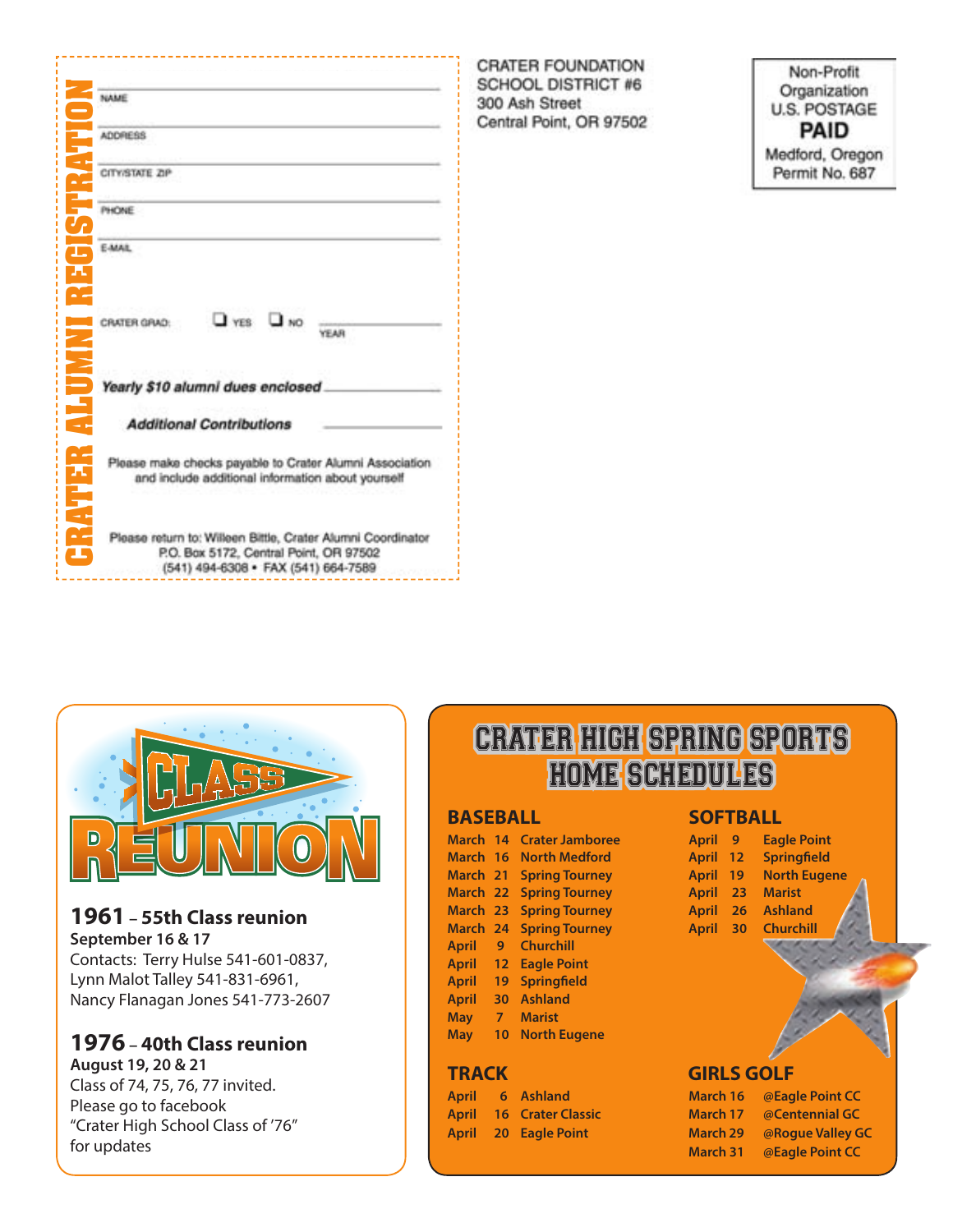## CRATER ALUMNI REGISTRATION

NAME

ADDRESS

CITY/STATE ZIP

PHONE

E-MAIL

CRATER GRAD: ☐ YES ☐ NO YEAR

*Yearly $10 alumni dues enclosed*

*Additional Contributions*

Please make checks payable to Crater Alumni Association and include additional information about yourself

Please return to: Willeen Bittle, Crater Alumni Coordinator
P.O. Box 5172, Central Point, OR 97502
(541) 494-6308 • FAX (541) 664-7589

CRATER FOUNDATION
SCHOOL DISTRICT #6
300 Ash Street
Central Point, OR 97502

Non-Profit
Organization
U.S. POSTAGE
**PAID**
Medford, Oregon
Permit No. 687

## CLASS REUNION

### 1961 – 55th Class reunion

**September 16 & 17**

Contacts: Terry Hulse 541-601-0837,
Lynn Malot Talley 541-831-6961,
Nancy Flanagan Jones 541-773-2607

### 1976 – 40th Class reunion

**August 19, 20 & 21**

Class of 74, 75, 76, 77 invited.
Please go to facebook
"Crater High School Class of '76"
for updates

## CRATER HIGH SPRING SPORTS HOME SCHEDULES

### BASEBALL

| | | |
|---|---|---|
| March | 14 | Crater Jamboree |
| March | 16 | North Medford |
| March | 21 | Spring Tourney |
| March | 22 | Spring Tourney |
| March | 23 | Spring Tourney |
| March | 24 | Spring Tourney |
| April | 9 | Churchill |
| April | 12 | Eagle Point |
| April | 19 | Springfield |
| April | 30 | Ashland |
| May | 7 | Marist |
| May | 10 | North Eugene |

### SOFTBALL

| | | |
|---|---|---|
| April | 9 | Eagle Point |
| April | 12 | Springfield |
| April | 19 | North Eugene |
| April | 23 | Marist |
| April | 26 | Ashland |
| April | 30 | Churchill |

### TRACK

| | | |
|---|---|---|
| April | 6 | Ashland |
| April | 16 | Crater Classic |
| April | 20 | Eagle Point |

### GIRLS GOLF

| | |
|---|---|
| March 16 | @Eagle Point CC |
| March 17 | @Centennial GC |
| March 29 | @Rogue Valley GC |
| March 31 | @Eagle Point CC |